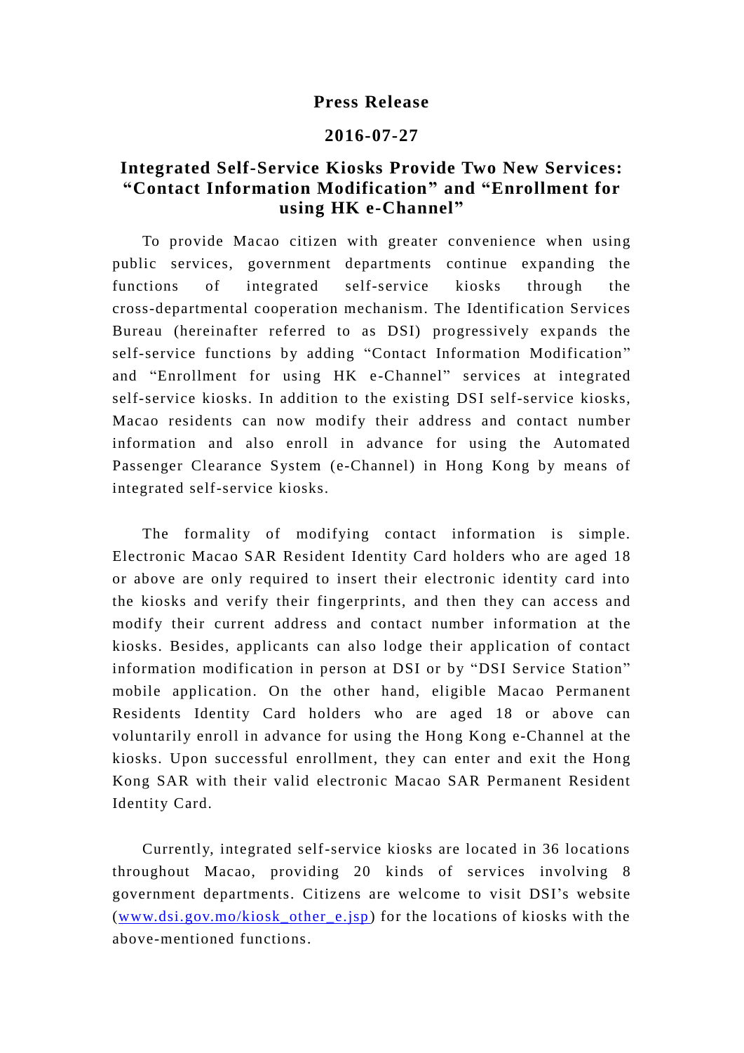**Press Release**

**2016-07-27**

# Integrated Self-Service Kiosks Provide Two New Services: "Contact Information Modification" and "Enrollment for using HK e-Channel"

To provide Macao citizen with greater convenience when using public services, government departments continue expanding the functions of integrated self-service kiosks through the cross-departmental cooperation mechanism. The Identification Services Bureau (hereinafter referred to as DSI) progressively expands the self-service functions by adding "Contact Information Modification" and "Enrollment for using HK e-Channel" services at integrated self-service kiosks. In addition to the existing DSI self-service kiosks, Macao residents can now modify their address and contact number information and also enroll in advance for using the Automated Passenger Clearance System (e-Channel) in Hong Kong by means of integrated self-service kiosks.

The formality of modifying contact information is simple. Electronic Macao SAR Resident Identity Card holders who are aged 18 or above are only required to insert their electronic identity card into the kiosks and verify their fingerprints, and then they can access and modify their current address and contact number information at the kiosks. Besides, applicants can also lodge their application of contact information modification in person at DSI or by "DSI Service Station" mobile application. On the other hand, eligible Macao Permanent Residents Identity Card holders who are aged 18 or above can voluntarily enroll in advance for using the Hong Kong e-Channel at the kiosks. Upon successful enrollment, they can enter and exit the Hong Kong SAR with their valid electronic Macao SAR Permanent Resident Identity Card.

Currently, integrated self-service kiosks are located in 36 locations throughout Macao, providing 20 kinds of services involving 8 government departments. Citizens are welcome to visit DSI's website (www.dsi.gov.mo/kiosk_other_e.jsp) for the locations of kiosks with the above-mentioned functions.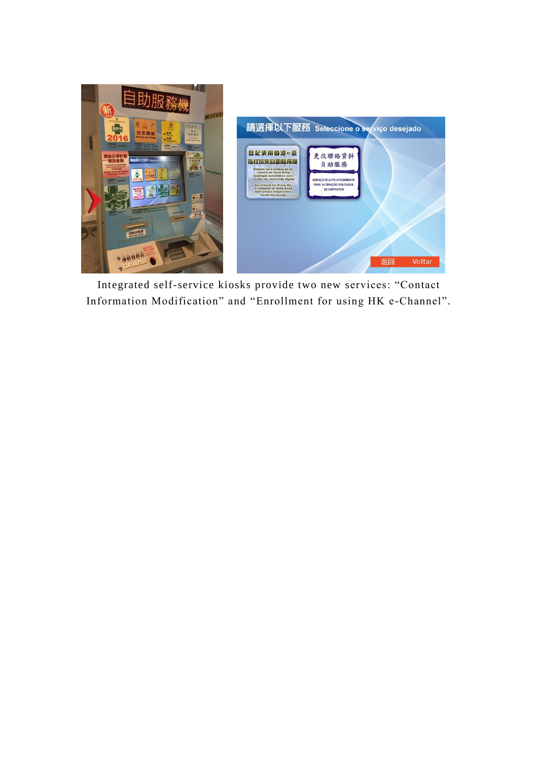Integrated self-service kiosks provide two new services: “Contact Information Modification” and “Enrollment for using HK e-Channel”.